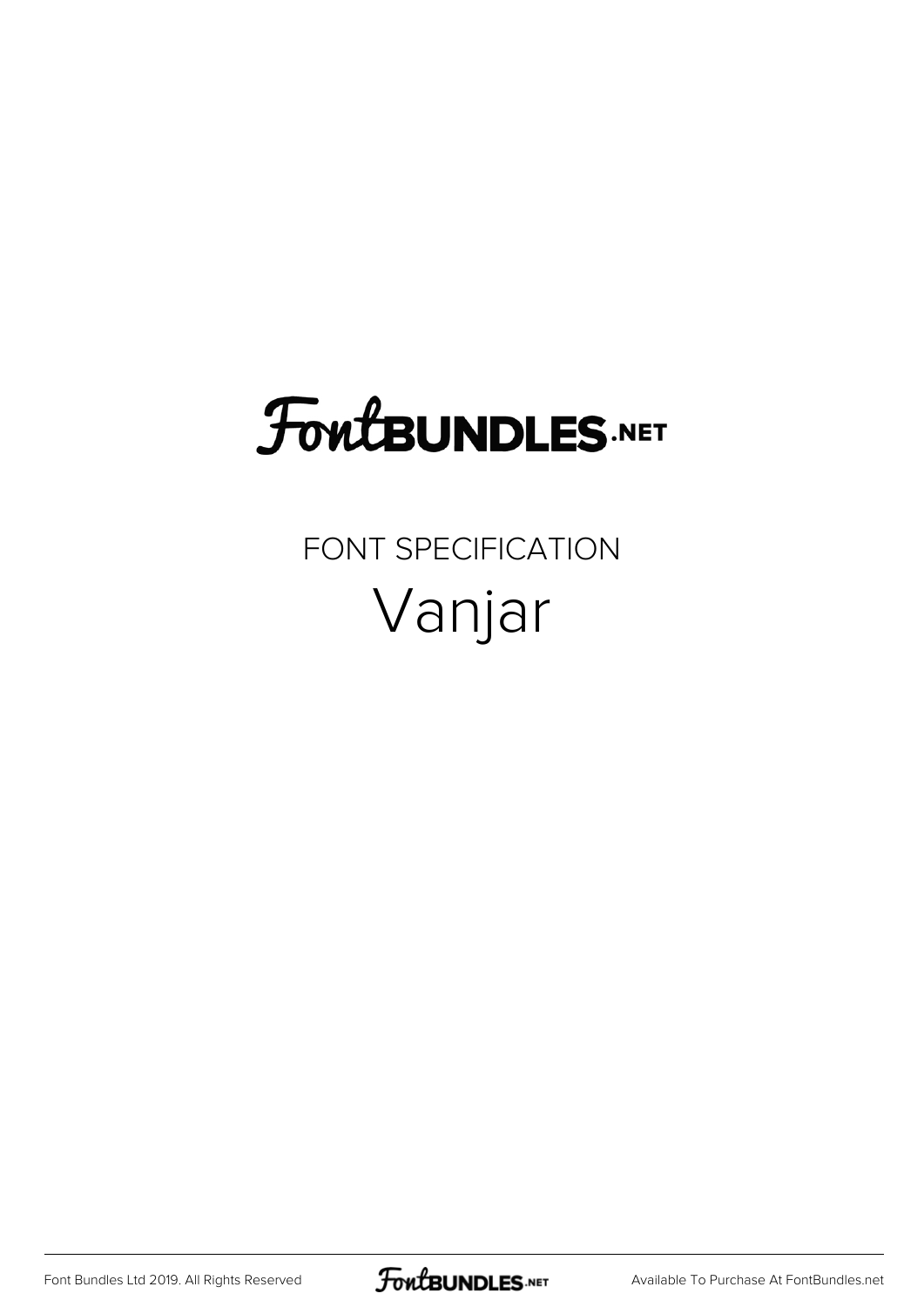# FontBUNDLES.NET

## FONT SPECIFICATION

# Vanjar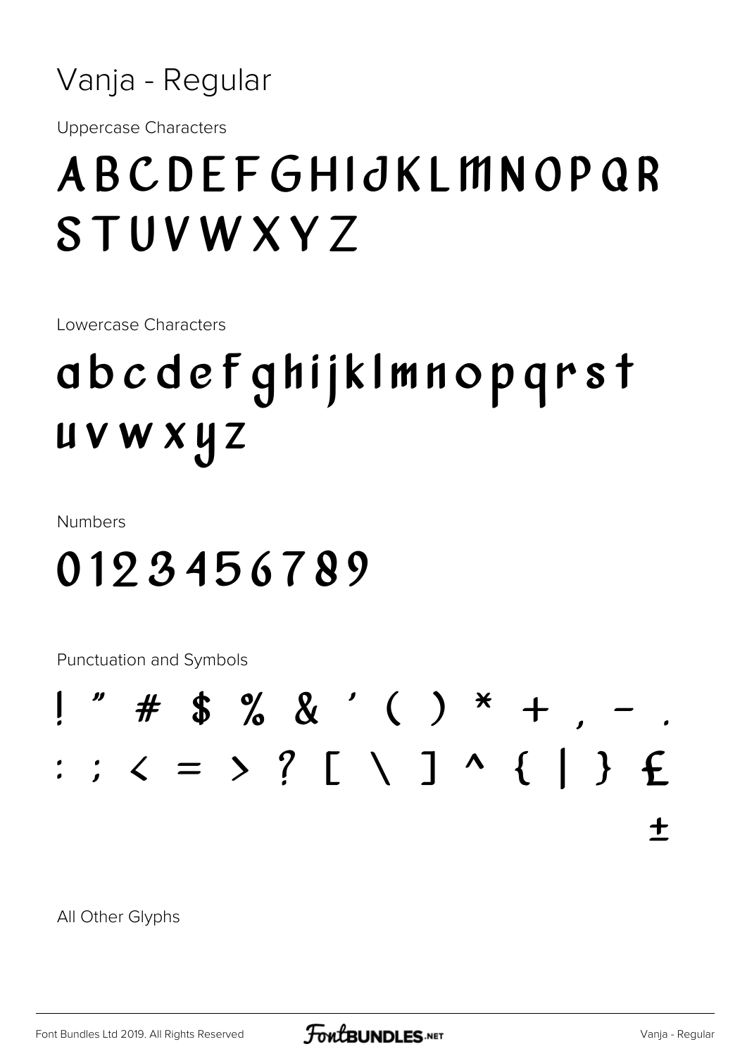Vanja - Regular

Uppercase Characters

ABCDEFGHIJKLMNOPQR
STUVWXYZ

Lowercase Characters

abcdefghijklmnopqrst
uvwxyz

Numbers

0123456789

Punctuation and Symbols

! " # $ % & ' ( ) * + , - .
: ; < = > ? [ \ ] ^ { | } £
±

All Other Glyphs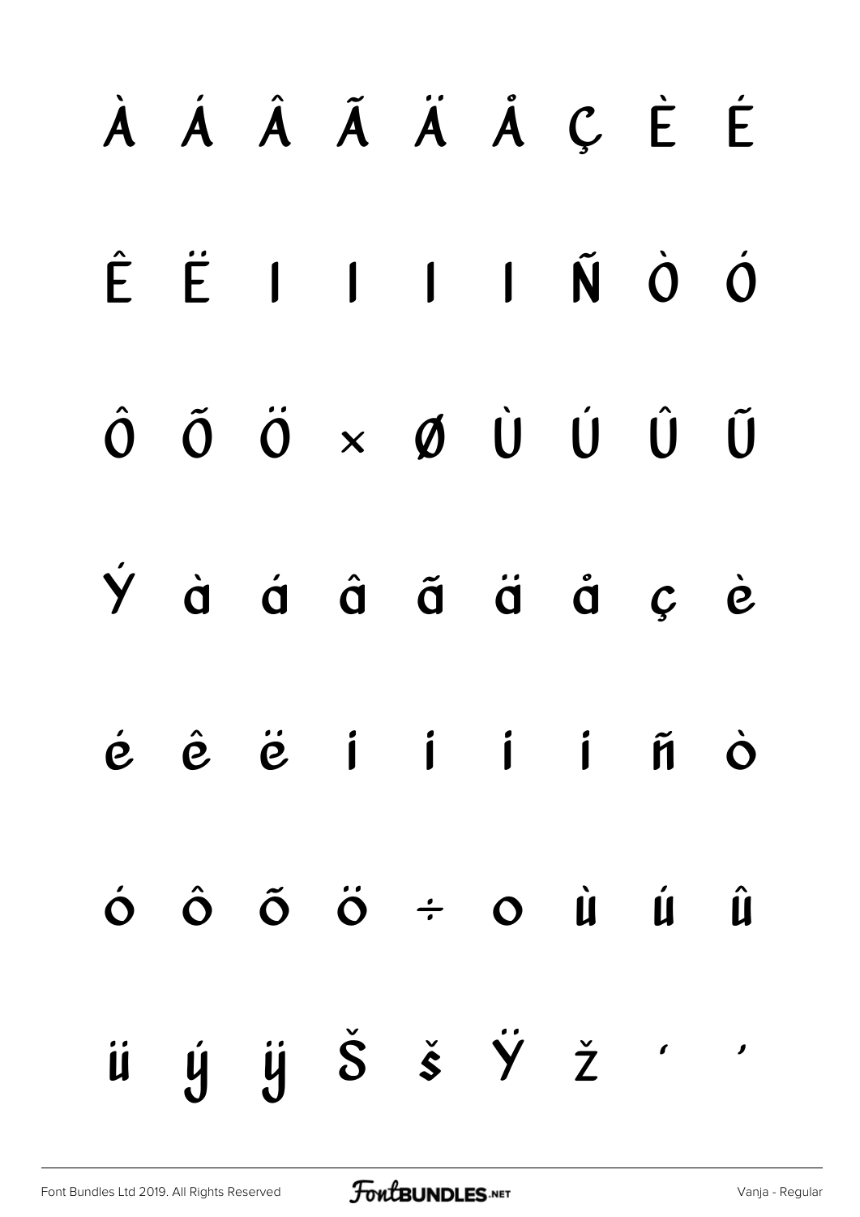À Á Â Ã Ä Å Ç È É

Ê Ë Ì Í Î Ï Ñ Ò Ó

Ô Õ Ö × Ø Ù Ú Û Ü

Ý à á â ã ä å ç è

é ê ë ì í î ï ñ ò

ó ô õ ö ÷ ø ù ú û

ü ý ÿ Š š Ÿ Ž ‘ ’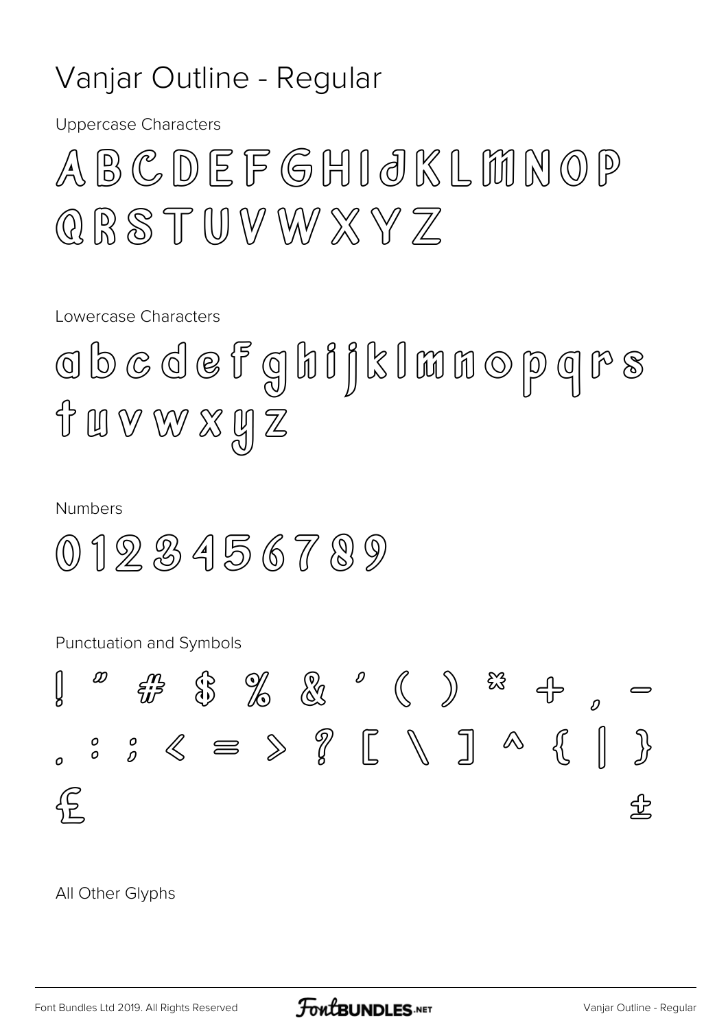# Vanjar Outline - Regular

Uppercase Characters

A B C D E F G H I J K L M N O P
Q R S T U V W X Y Z

Lowercase Characters

a b c d e f g h i j k l m n o p q r s
t u v w x y z

Numbers

0 1 2 3 4 5 6 7 8 9

Punctuation and Symbols

! " # $ % & ' ( ) * + , -
. : ; < = > ? [ \ ] ^ { | }
£ ±

All Other Glyphs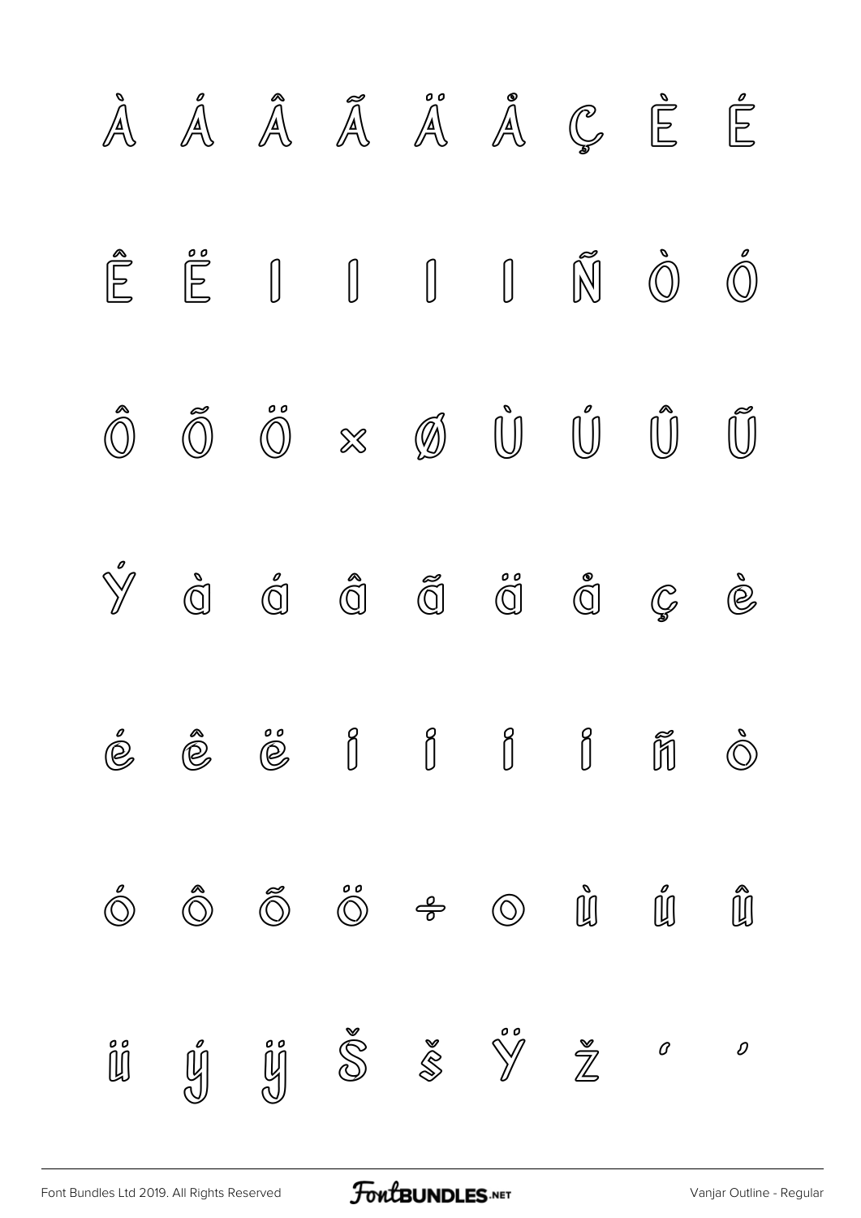À Á Â Ã Ä Å Ç È É

Ê Ë Ì Í Î Ï Ñ Ò Ó

Ô Õ Ö × Ø Ù Ú Û Ü

Ý à á â ã ä å ç è

é ê ë ì í î ï ñ ò

ó ô õ ö ÷ ø ù ú û

ü ý ÿ Š š Ÿ Ž ‘ ’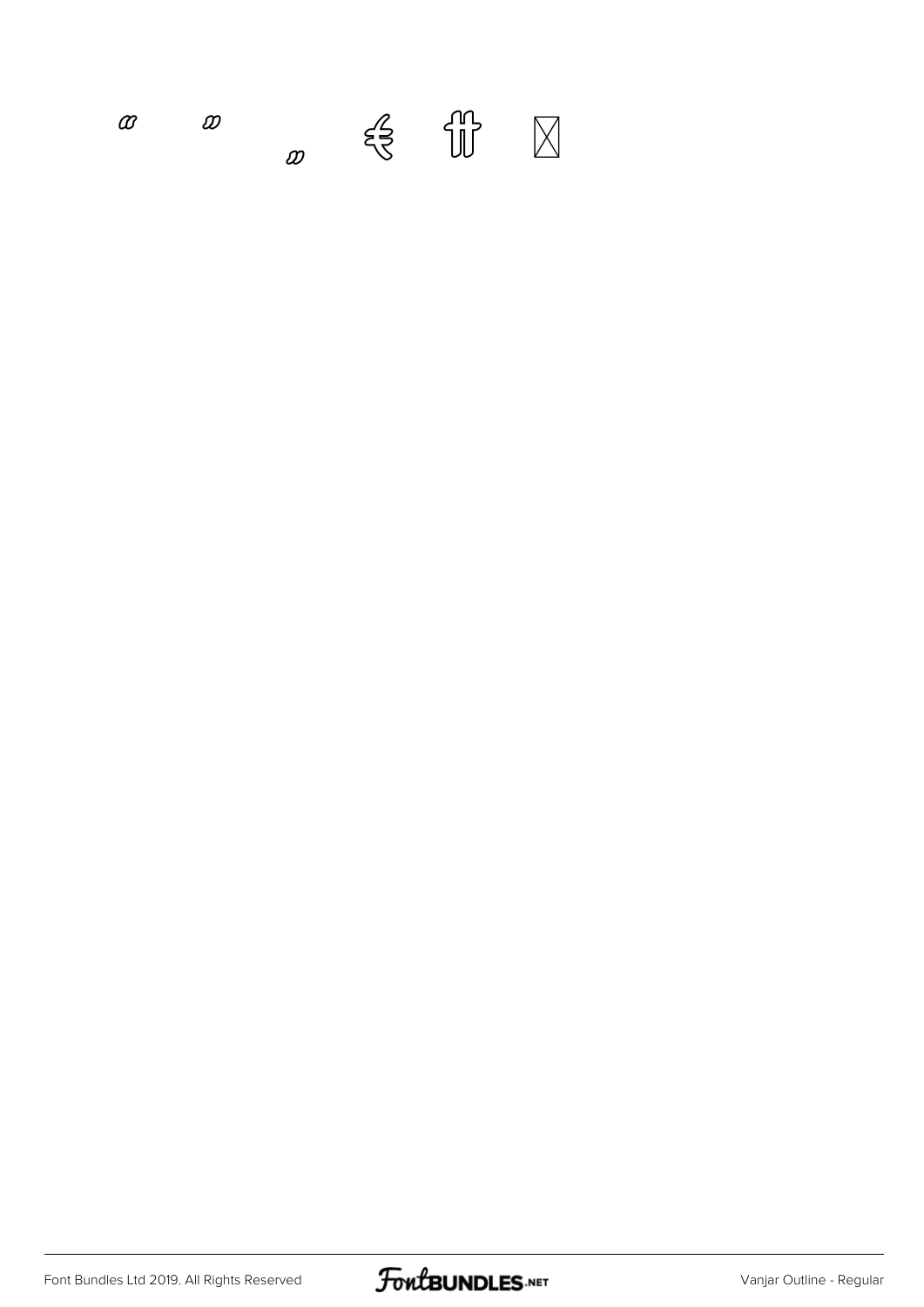‘’ ’’ „ € ﬀ ⊠